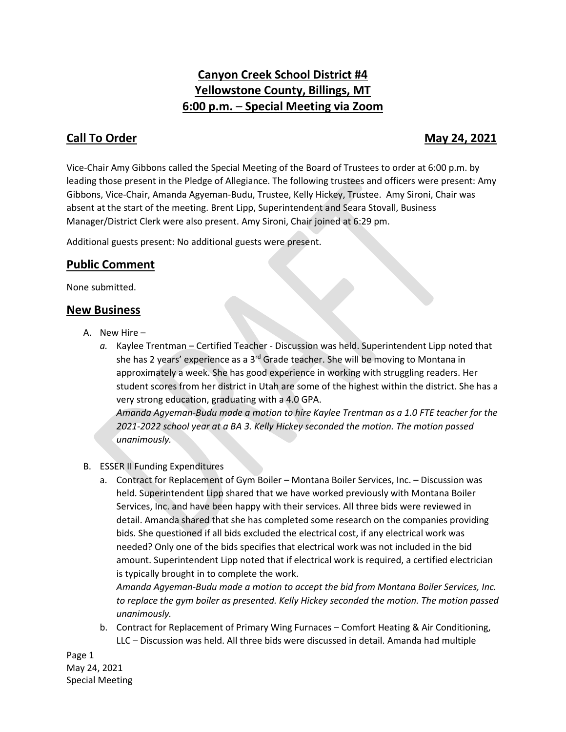# Canyon Creek School District #4
# Yellowstone County, Billings, MT
# 6:00 p.m. – Special Meeting via Zoom

## Call To Order — May 24, 2021

Vice-Chair Amy Gibbons called the Special Meeting of the Board of Trustees to order at 6:00 p.m. by leading those present in the Pledge of Allegiance. The following trustees and officers were present: Amy Gibbons, Vice-Chair, Amanda Agyeman-Budu, Trustee, Kelly Hickey, Trustee. Amy Sironi, Chair was absent at the start of the meeting. Brent Lipp, Superintendent and Seara Stovall, Business Manager/District Clerk were also present. Amy Sironi, Chair joined at 6:29 pm.

Additional guests present: No additional guests were present.

## Public Comment

None submitted.

## New Business

A. New Hire –
   a. Kaylee Trentman – Certified Teacher - Discussion was held. Superintendent Lipp noted that she has 2 years' experience as a 3rd Grade teacher. She will be moving to Montana in approximately a week. She has good experience in working with struggling readers. Her student scores from her district in Utah are some of the highest within the district. She has a very strong education, graduating with a 4.0 GPA.
      *Amanda Agyeman-Budu made a motion to hire Kaylee Trentman as a 1.0 FTE teacher for the 2021-2022 school year at a BA 3. Kelly Hickey seconded the motion. The motion passed unanimously.*

B. ESSER II Funding Expenditures
   a. Contract for Replacement of Gym Boiler – Montana Boiler Services, Inc. – Discussion was held. Superintendent Lipp shared that we have worked previously with Montana Boiler Services, Inc. and have been happy with their services. All three bids were reviewed in detail. Amanda shared that she has completed some research on the companies providing bids. She questioned if all bids excluded the electrical cost, if any electrical work was needed? Only one of the bids specifies that electrical work was not included in the bid amount. Superintendent Lipp noted that if electrical work is required, a certified electrician is typically brought in to complete the work.
      *Amanda Agyeman-Budu made a motion to accept the bid from Montana Boiler Services, Inc. to replace the gym boiler as presented. Kelly Hickey seconded the motion. The motion passed unanimously.*
   b. Contract for Replacement of Primary Wing Furnaces – Comfort Heating & Air Conditioning, LLC – Discussion was held. All three bids were discussed in detail. Amanda had multiple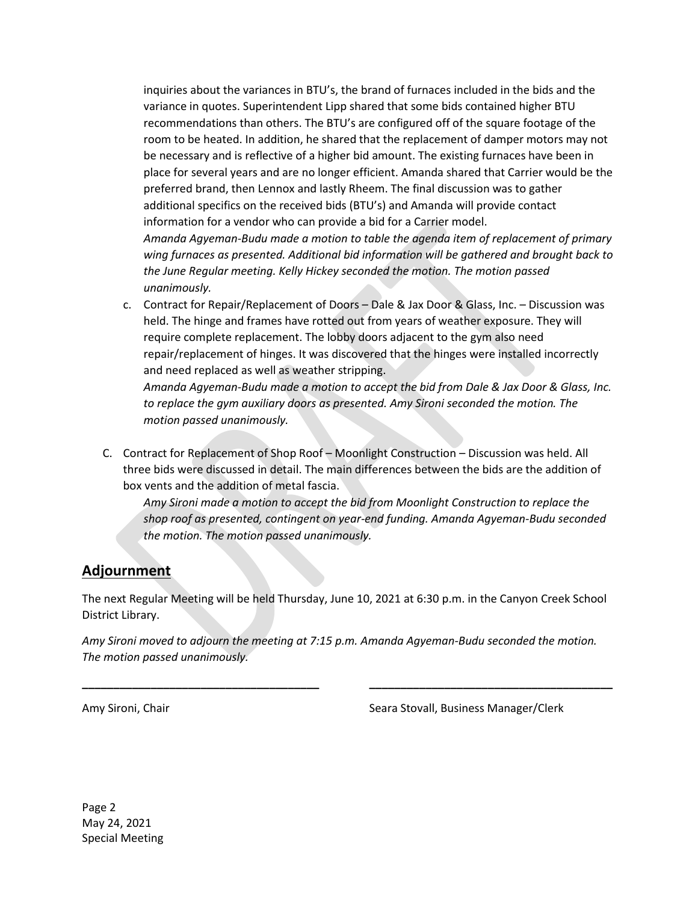inquiries about the variances in BTU's, the brand of furnaces included in the bids and the variance in quotes. Superintendent Lipp shared that some bids contained higher BTU recommendations than others. The BTU's are configured off of the square footage of the room to be heated. In addition, he shared that the replacement of damper motors may not be necessary and is reflective of a higher bid amount. The existing furnaces have been in place for several years and are no longer efficient. Amanda shared that Carrier would be the preferred brand, then Lennox and lastly Rheem. The final discussion was to gather additional specifics on the received bids (BTU's) and Amanda will provide contact information for a vendor who can provide a bid for a Carrier model.
*Amanda Agyeman-Budu made a motion to table the agenda item of replacement of primary wing furnaces as presented. Additional bid information will be gathered and brought back to the June Regular meeting. Kelly Hickey seconded the motion. The motion passed unanimously.*

c. Contract for Repair/Replacement of Doors – Dale & Jax Door & Glass, Inc. – Discussion was held. The hinge and frames have rotted out from years of weather exposure. They will require complete replacement. The lobby doors adjacent to the gym also need repair/replacement of hinges. It was discovered that the hinges were installed incorrectly and need replaced as well as weather stripping.
*Amanda Agyeman-Budu made a motion to accept the bid from Dale & Jax Door & Glass, Inc. to replace the gym auxiliary doors as presented. Amy Sironi seconded the motion. The motion passed unanimously.*

C. Contract for Replacement of Shop Roof – Moonlight Construction – Discussion was held. All three bids were discussed in detail. The main differences between the bids are the addition of box vents and the addition of metal fascia.
*Amy Sironi made a motion to accept the bid from Moonlight Construction to replace the shop roof as presented, contingent on year-end funding. Amanda Agyeman-Budu seconded the motion. The motion passed unanimously.*

## Adjournment

The next Regular Meeting will be held Thursday, June 10, 2021 at 6:30 p.m. in the Canyon Creek School District Library.

*Amy Sironi moved to adjourn the meeting at 7:15 p.m. Amanda Agyeman-Budu seconded the motion. The motion passed unanimously.*

\_\_\_\_\_\_\_\_\_\_\_\_\_\_\_\_\_\_\_\_\_\_\_\_\_\_\_\_\_\_\_\_\_\_\_\_\_ \_\_\_\_\_\_\_\_\_\_\_\_\_\_\_\_\_\_\_\_\_\_\_\_\_\_\_\_\_\_\_\_\_\_\_\_\_

Amy Sironi, Chair                Seara Stovall, Business Manager/Clerk

May 24, 2021
Special Meeting